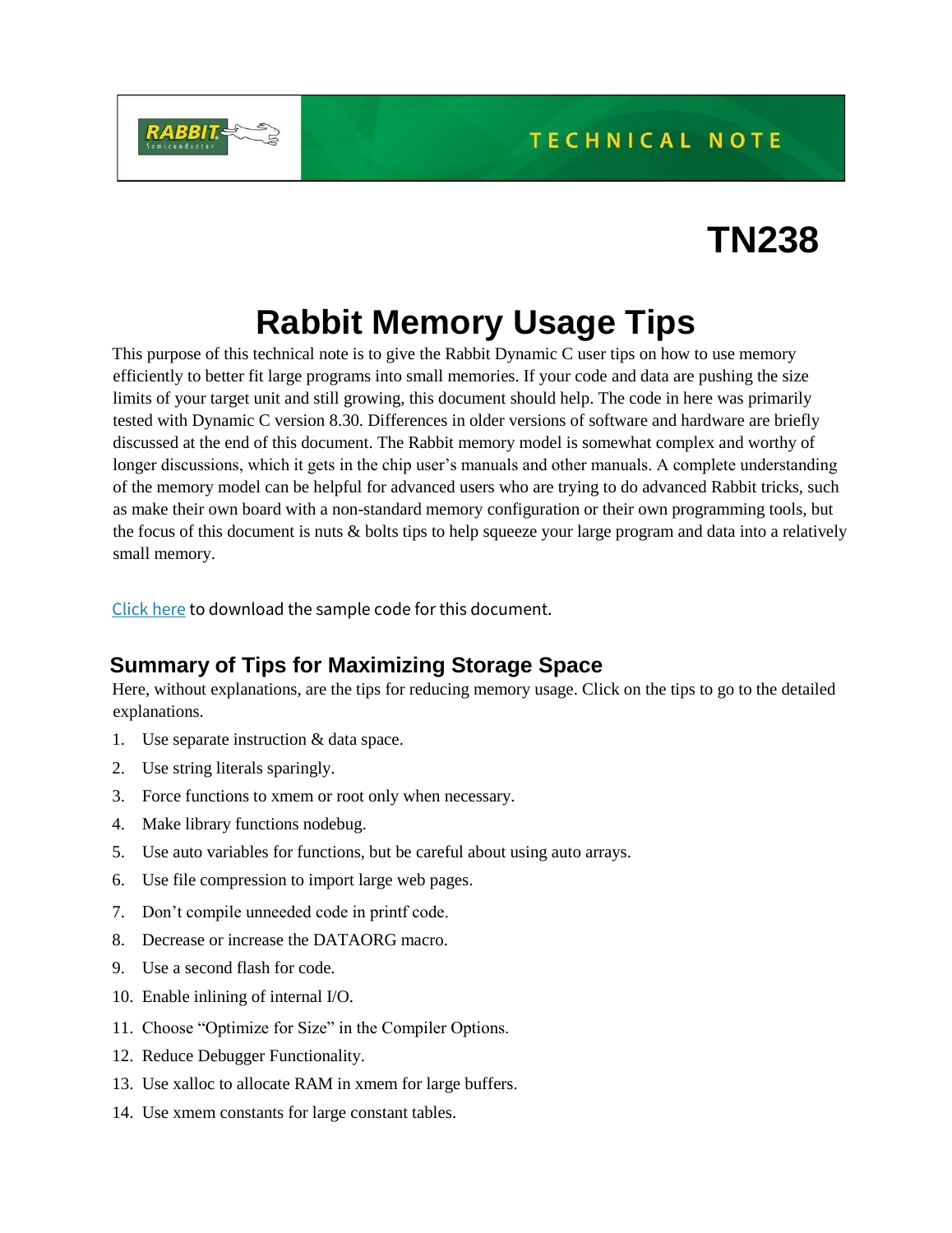# TN238

# Rabbit Memory Usage Tips

This purpose of this technical note is to give the Rabbit Dynamic C user tips on how to use memory efficiently to better fit large programs into small memories. If your code and data are pushing the size limits of your target unit and still growing, this document should help. The code in here was primarily tested with Dynamic C version 8.30. Differences in older versions of software and hardware are briefly discussed at the end of this document. The Rabbit memory model is somewhat complex and worthy of longer discussions, which it gets in the chip user's manuals and other manuals. A complete understanding of the memory model can be helpful for advanced users who are trying to do advanced Rabbit tricks, such as make their own board with a non-standard memory configuration or their own programming tools, but the focus of this document is nuts & bolts tips to help squeeze your large program and data into a relatively small memory.

Click here to download the sample code for this document.

## Summary of Tips for Maximizing Storage Space

Here, without explanations, are the tips for reducing memory usage. Click on the tips to go to the detailed explanations.

1. Use separate instruction & data space.
2. Use string literals sparingly.
3. Force functions to xmem or root only when necessary.
4. Make library functions nodebug.
5. Use auto variables for functions, but be careful about using auto arrays.
6. Use file compression to import large web pages.
7. Don't compile unneeded code in printf code.
8. Decrease or increase the DATAORG macro.
9. Use a second flash for code.
10. Enable inlining of internal I/O.
11. Choose "Optimize for Size" in the Compiler Options.
12. Reduce Debugger Functionality.
13. Use xalloc to allocate RAM in xmem for large buffers.
14. Use xmem constants for large constant tables.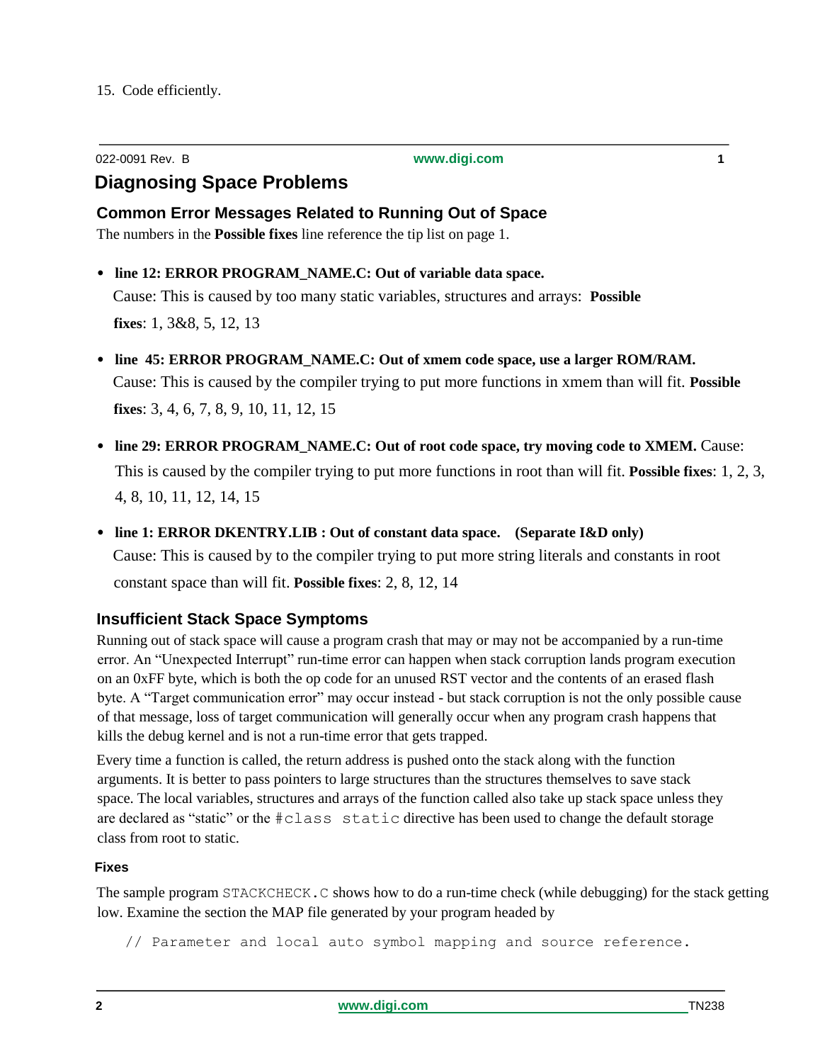15. Code efficiently.

# Diagnosing Space Problems

## Common Error Messages Related to Running Out of Space

The numbers in the **Possible fixes** line reference the tip list on page 1.

- **line 12: ERROR PROGRAM_NAME.C: Out of variable data space.**
  Cause: This is caused by too many static variables, structures and arrays: **Possible fixes**: 1, 3&8, 5, 12, 13
- **line 45: ERROR PROGRAM_NAME.C: Out of xmem code space, use a larger ROM/RAM.**
  Cause: This is caused by the compiler trying to put more functions in xmem than will fit. **Possible fixes**: 3, 4, 6, 7, 8, 9, 10, 11, 12, 15
- **line 29: ERROR PROGRAM_NAME.C: Out of root code space, try moving code to XMEM.** Cause: This is caused by the compiler trying to put more functions in root than will fit. **Possible fixes**: 1, 2, 3, 4, 8, 10, 11, 12, 14, 15
- **line 1: ERROR DKENTRY.LIB : Out of constant data space. (Separate I&D only)**
  Cause: This is caused by to the compiler trying to put more string literals and constants in root constant space than will fit. **Possible fixes**: 2, 8, 12, 14

## Insufficient Stack Space Symptoms

Running out of stack space will cause a program crash that may or may not be accompanied by a run-time error. An "Unexpected Interrupt" run-time error can happen when stack corruption lands program execution on an 0xFF byte, which is both the op code for an unused RST vector and the contents of an erased flash byte. A "Target communication error" may occur instead - but stack corruption is not the only possible cause of that message, loss of target communication will generally occur when any program crash happens that kills the debug kernel and is not a run-time error that gets trapped.

Every time a function is called, the return address is pushed onto the stack along with the function arguments. It is better to pass pointers to large structures than the structures themselves to save stack space. The local variables, structures and arrays of the function called also take up stack space unless they are declared as "static" or the `#class static` directive has been used to change the default storage class from root to static.

### Fixes

The sample program `STACKCHECK.C` shows how to do a run-time check (while debugging) for the stack getting low. Examine the section the MAP file generated by your program headed by

```
// Parameter and local auto symbol mapping and source reference.
```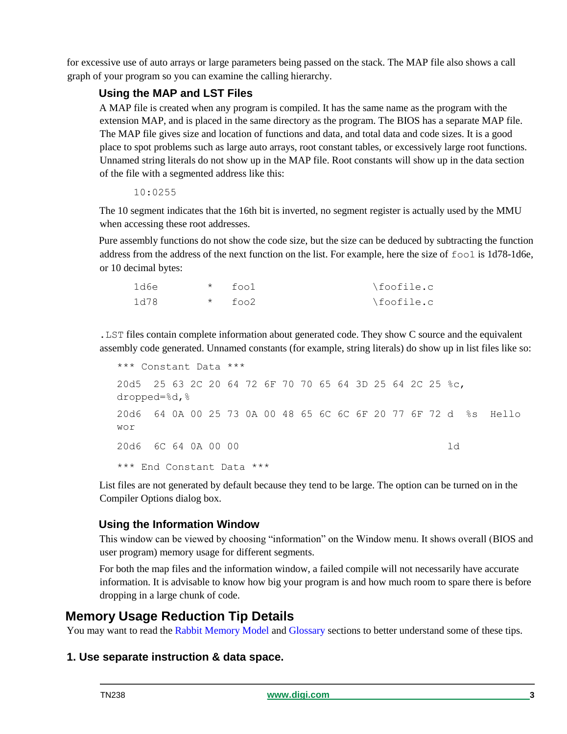for excessive use of auto arrays or large parameters being passed on the stack. The MAP file also shows a call graph of your program so you can examine the calling hierarchy.

### Using the MAP and LST Files

A MAP file is created when any program is compiled. It has the same name as the program with the extension MAP, and is placed in the same directory as the program. The BIOS has a separate MAP file. The MAP file gives size and location of functions and data, and total data and code sizes. It is a good place to spot problems such as large auto arrays, root constant tables, or excessively large root functions. Unnamed string literals do not show up in the MAP file. Root constants will show up in the data section of the file with a segmented address like this:

```
10:0255
```

The 10 segment indicates that the 16th bit is inverted, no segment register is actually used by the MMU when accessing these root addresses.

Pure assembly functions do not show the code size, but the size can be deduced by subtracting the function address from the address of the next function on the list. For example, here the size of `foo1` is 1d78-1d6e, or 10 decimal bytes:

```
1d6e        *   foo1                  \foofile.c
1d78        *   foo2                  \foofile.c
```

`.LST` files contain complete information about generated code. They show C source and the equivalent assembly code generated. Unnamed constants (for example, string literals) do show up in list files like so:

```
*** Constant Data ***
20d5  25 63 2C 20 64 72 6F 70 70 65 64 3D 25 64 2C 25 %c,
dropped=%d,%
20d6  64 0A 00 25 73 0A 00 48 65 6C 6C 6F 20 77 6F 72 d  %s  Hello
wor
20d6  6C 64 0A 00 00                                   ld
*** End Constant Data ***
```

List files are not generated by default because they tend to be large. The option can be turned on in the Compiler Options dialog box.

### Using the Information Window

This window can be viewed by choosing "information" on the Window menu. It shows overall (BIOS and user program) memory usage for different segments.

For both the map files and the information window, a failed compile will not necessarily have accurate information. It is advisable to know how big your program is and how much room to spare there is before dropping in a large chunk of code.

## Memory Usage Reduction Tip Details

You may want to read the Rabbit Memory Model and Glossary sections to better understand some of these tips.

### 1. Use separate instruction & data space.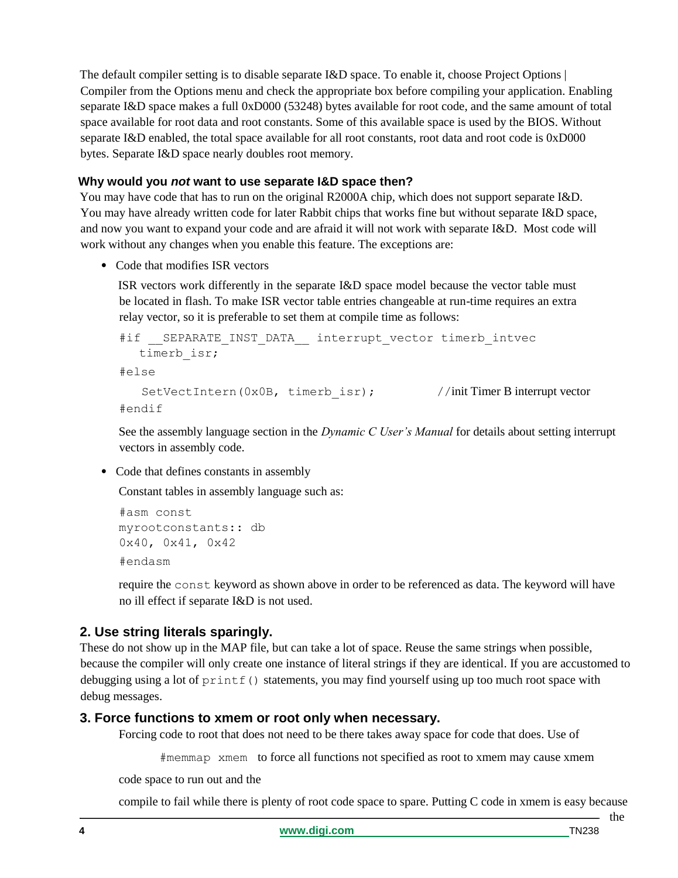The default compiler setting is to disable separate I&D space. To enable it, choose Project Options | Compiler from the Options menu and check the appropriate box before compiling your application. Enabling separate I&D space makes a full 0xD000 (53248) bytes available for root code, and the same amount of total space available for root data and root constants. Some of this available space is used by the BIOS. Without separate I&D enabled, the total space available for all root constants, root data and root code is 0xD000 bytes. Separate I&D space nearly doubles root memory.

### Why would you *not* want to use separate I&D space then?

You may have code that has to run on the original R2000A chip, which does not support separate I&D. You may have already written code for later Rabbit chips that works fine but without separate I&D space, and now you want to expand your code and are afraid it will not work with separate I&D. Most code will work without any changes when you enable this feature. The exceptions are:

- Code that modifies ISR vectors

  ISR vectors work differently in the separate I&D space model because the vector table must be located in flash. To make ISR vector table entries changeable at run-time requires an extra relay vector, so it is preferable to set them at compile time as follows:

  ```
  #if __SEPARATE_INST_DATA__ interrupt_vector timerb_intvec
     timerb_isr;
  #else
     SetVectIntern(0x0B, timerb_isr);          //init Timer B interrupt vector
  #endif
  ```

  See the assembly language section in the *Dynamic C User's Manual* for details about setting interrupt vectors in assembly code.

- Code that defines constants in assembly

  Constant tables in assembly language such as:

  ```
  #asm const
  myrootconstants:: db
  0x40, 0x41, 0x42
  #endasm
  ```

  require the `const` keyword as shown above in order to be referenced as data. The keyword will have no ill effect if separate I&D is not used.

## 2. Use string literals sparingly.

These do not show up in the MAP file, but can take a lot of space. Reuse the same strings when possible, because the compiler will only create one instance of literal strings if they are identical. If you are accustomed to debugging using a lot of `printf()` statements, you may find yourself using up too much root space with debug messages.

## 3. Force functions to xmem or root only when necessary.

Forcing code to root that does not need to be there takes away space for code that does. Use of

`#memmap xmem` to force all functions not specified as root to xmem may cause xmem code space to run out and the

compile to fail while there is plenty of root code space to spare. Putting C code in xmem is easy because the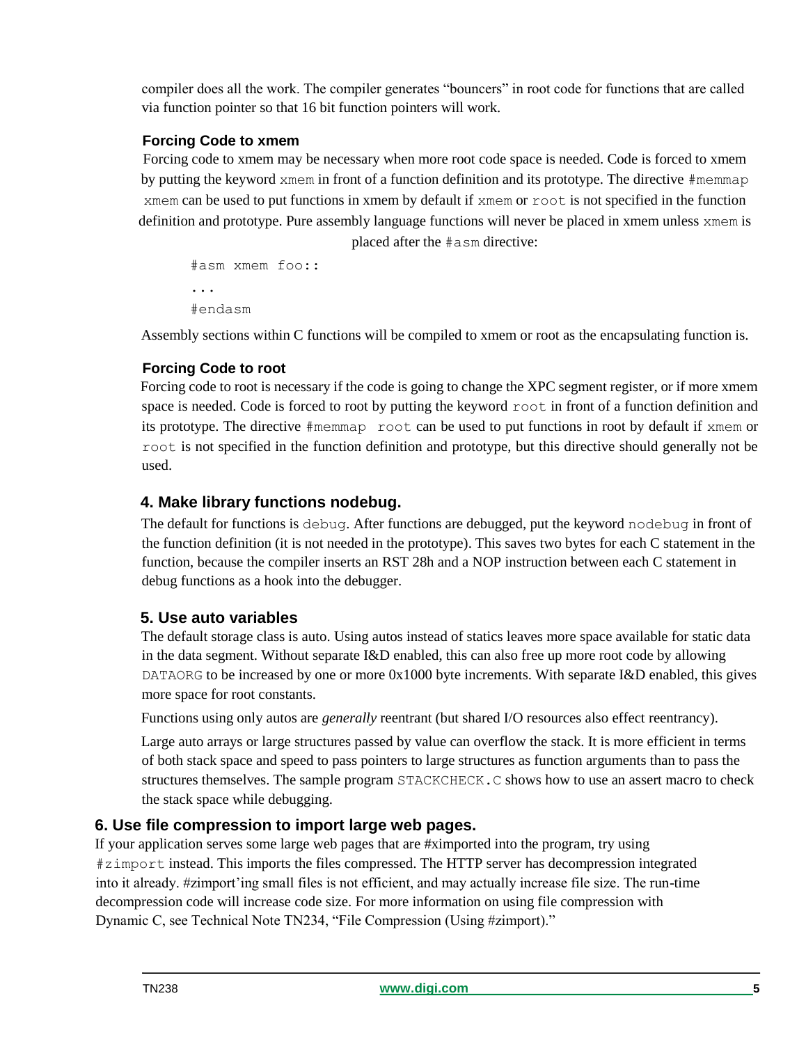compiler does all the work. The compiler generates "bouncers" in root code for functions that are called via function pointer so that 16 bit function pointers will work.

#### Forcing Code to xmem

Forcing code to xmem may be necessary when more root code space is needed. Code is forced to xmem by putting the keyword `xmem` in front of a function definition and its prototype. The directive `#memmap xmem` can be used to put functions in xmem by default if `xmem` or `root` is not specified in the function definition and prototype. Pure assembly language functions will never be placed in xmem unless `xmem` is placed after the `#asm` directive:

```
#asm xmem foo::
...
#endasm
```

Assembly sections within C functions will be compiled to xmem or root as the encapsulating function is.

#### Forcing Code to root

Forcing code to root is necessary if the code is going to change the XPC segment register, or if more xmem space is needed. Code is forced to root by putting the keyword `root` in front of a function definition and its prototype. The directive `#memmap root` can be used to put functions in root by default if `xmem` or `root` is not specified in the function definition and prototype, but this directive should generally not be used.

### 4. Make library functions nodebug.

The default for functions is `debug`. After functions are debugged, put the keyword `nodebug` in front of the function definition (it is not needed in the prototype). This saves two bytes for each C statement in the function, because the compiler inserts an RST 28h and a NOP instruction between each C statement in debug functions as a hook into the debugger.

### 5. Use auto variables

The default storage class is auto. Using autos instead of statics leaves more space available for static data in the data segment. Without separate I&D enabled, this can also free up more root code by allowing `DATAORG` to be increased by one or more 0x1000 byte increments. With separate I&D enabled, this gives more space for root constants.

Functions using only autos are *generally* reentrant (but shared I/O resources also effect reentrancy).

Large auto arrays or large structures passed by value can overflow the stack. It is more efficient in terms of both stack space and speed to pass pointers to large structures as function arguments than to pass the structures themselves. The sample program `STACKCHECK.C` shows how to use an assert macro to check the stack space while debugging.

### 6. Use file compression to import large web pages.

If your application serves some large web pages that are #ximported into the program, try using `#zimport` instead. This imports the files compressed. The HTTP server has decompression integrated into it already. #zimport'ing small files is not efficient, and may actually increase file size. The run-time decompression code will increase code size. For more information on using file compression with Dynamic C, see Technical Note TN234, "File Compression (Using #zimport)."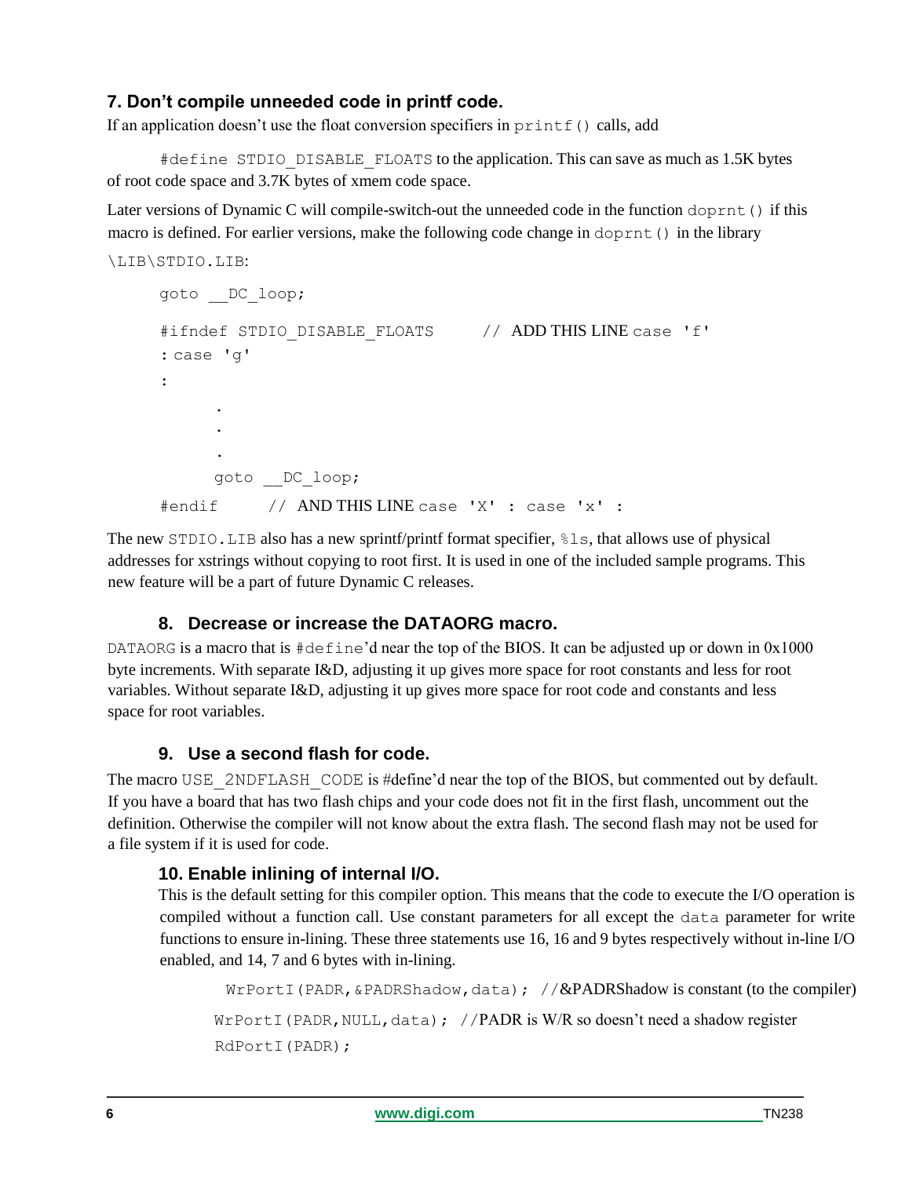### 7. Don't compile unneeded code in printf code.

If an application doesn't use the float conversion specifiers in `printf()` calls, add

`#define STDIO_DISABLE_FLOATS` to the application. This can save as much as 1.5K bytes of root code space and 3.7K bytes of xmem code space.

Later versions of Dynamic C will compile-switch-out the unneeded code in the function `doprnt()` if this macro is defined. For earlier versions, make the following code change in `doprnt()` in the library `\LIB\STDIO.LIB`:

```
goto __DC_loop;

#ifndef STDIO_DISABLE_FLOATS      // ADD THIS LINE case 'f'
: case 'g'
:
      .
      .
      .
      goto __DC_loop;
#endif      // AND THIS LINE case 'X' : case 'x' :
```

The new `STDIO.LIB` also has a new sprintf/printf format specifier, `%ls`, that allows use of physical addresses for xstrings without copying to root first. It is used in one of the included sample programs. This new feature will be a part of future Dynamic C releases.

### 8. Decrease or increase the DATAORG macro.

`DATAORG` is a macro that is `#define`'d near the top of the BIOS. It can be adjusted up or down in 0x1000 byte increments. With separate I&D, adjusting it up gives more space for root constants and less for root variables. Without separate I&D, adjusting it up gives more space for root code and constants and less space for root variables.

### 9. Use a second flash for code.

The macro `USE_2NDFLASH_CODE` is #define'd near the top of the BIOS, but commented out by default. If you have a board that has two flash chips and your code does not fit in the first flash, uncomment out the definition. Otherwise the compiler will not know about the extra flash. The second flash may not be used for a file system if it is used for code.

### 10. Enable inlining of internal I/O.

This is the default setting for this compiler option. This means that the code to execute the I/O operation is compiled without a function call. Use constant parameters for all except the `data` parameter for write functions to ensure in-lining. These three statements use 16, 16 and 9 bytes respectively without in-line I/O enabled, and 14, 7 and 6 bytes with in-lining.

```
WrPortI(PADR,&PADRShadow,data); //&PADRShadow is constant (to the compiler)
WrPortI(PADR,NULL,data); //PADR is W/R so doesn't need a shadow register
RdPortI(PADR);
```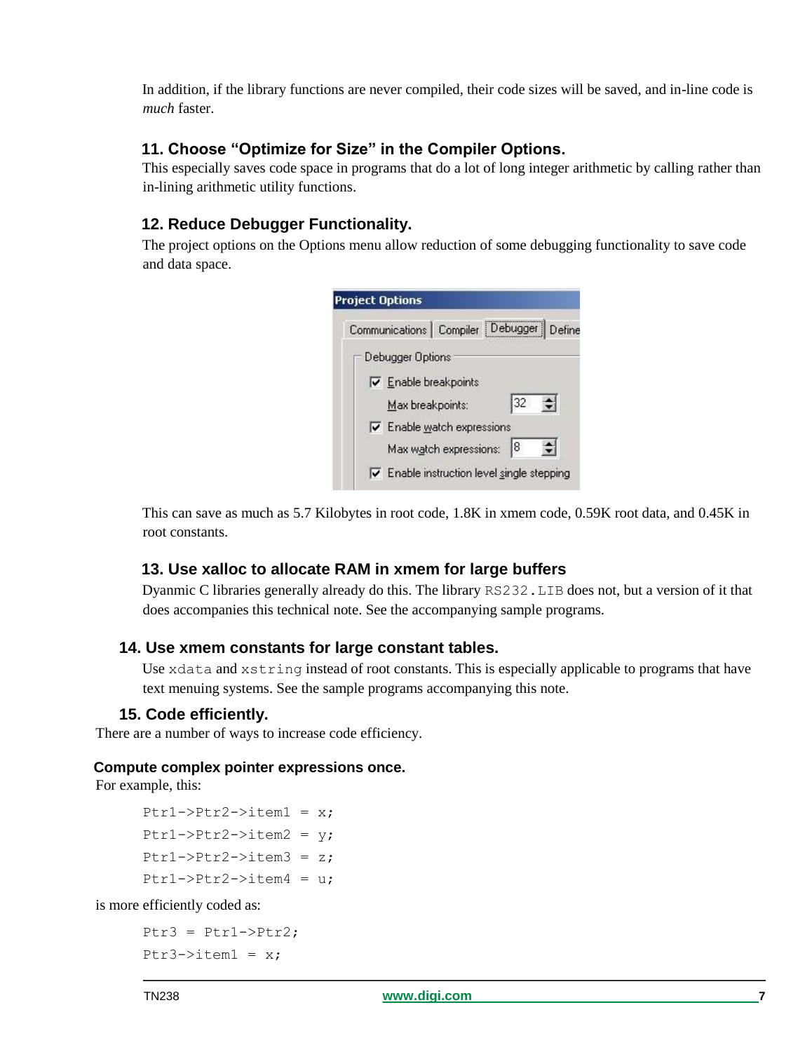In addition, if the library functions are never compiled, their code sizes will be saved, and in-line code is *much* faster.

### 11. Choose “Optimize for Size” in the Compiler Options.

This especially saves code space in programs that do a lot of long integer arithmetic by calling rather than in-lining arithmetic utility functions.

### 12. Reduce Debugger Functionality.

The project options on the Options menu allow reduction of some debugging functionality to save code and data space.

This can save as much as 5.7 Kilobytes in root code, 1.8K in xmem code, 0.59K root data, and 0.45K in root constants.

### 13. Use xalloc to allocate RAM in xmem for large buffers

Dyanmic C libraries generally already do this. The library `RS232.LIB` does not, but a version of it that does accompanies this technical note. See the accompanying sample programs.

### 14. Use xmem constants for large constant tables.

Use `xdata` and `xstring` instead of root constants. This is especially applicable to programs that have text menuing systems. See the sample programs accompanying this note.

### 15. Code efficiently.

There are a number of ways to increase code efficiency.

#### Compute complex pointer expressions once.

For example, this:

```
Ptr1->Ptr2->item1 = x;
Ptr1->Ptr2->item2 = y;
Ptr1->Ptr2->item3 = z;
Ptr1->Ptr2->item4 = u;
```

is more efficiently coded as:

```
Ptr3 = Ptr1->Ptr2;
Ptr3->item1 = x;
```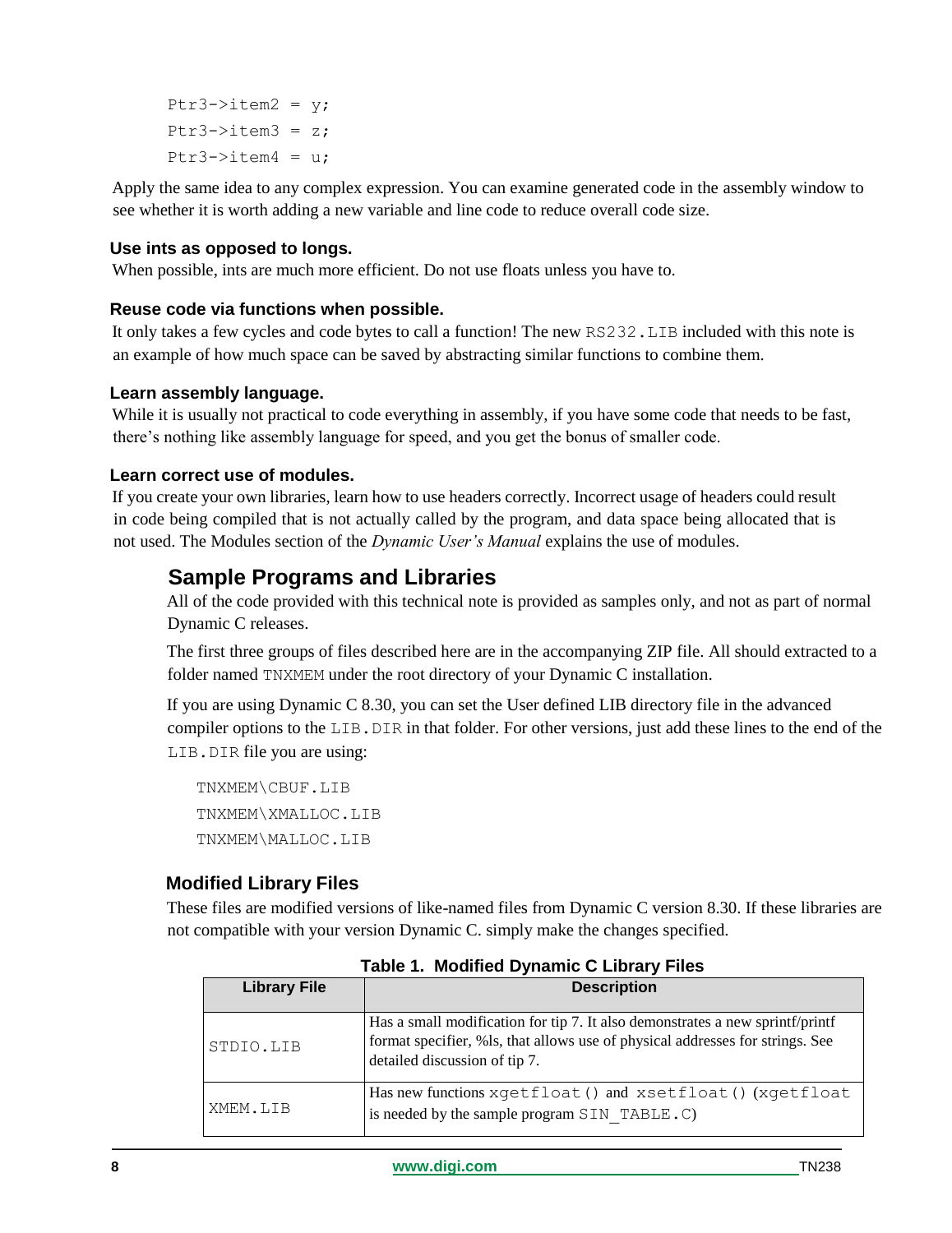```
Ptr3->item2 = y;
Ptr3->item3 = z;
Ptr3->item4 = u;
```

Apply the same idea to any complex expression. You can examine generated code in the assembly window to see whether it is worth adding a new variable and line code to reduce overall code size.

### Use ints as opposed to longs.

When possible, ints are much more efficient. Do not use floats unless you have to.

### Reuse code via functions when possible.

It only takes a few cycles and code bytes to call a function! The new `RS232.LIB` included with this note is an example of how much space can be saved by abstracting similar functions to combine them.

### Learn assembly language.

While it is usually not practical to code everything in assembly, if you have some code that needs to be fast, there's nothing like assembly language for speed, and you get the bonus of smaller code.

### Learn correct use of modules.

If you create your own libraries, learn how to use headers correctly. Incorrect usage of headers could result in code being compiled that is not actually called by the program, and data space being allocated that is not used. The Modules section of the *Dynamic User's Manual* explains the use of modules.

## Sample Programs and Libraries

All of the code provided with this technical note is provided as samples only, and not as part of normal Dynamic C releases.

The first three groups of files described here are in the accompanying ZIP file. All should extracted to a folder named `TNXMEM` under the root directory of your Dynamic C installation.

If you are using Dynamic C 8.30, you can set the User defined LIB directory file in the advanced compiler options to the `LIB.DIR` in that folder. For other versions, just add these lines to the end of the `LIB.DIR` file you are using:

```
TNXMEM\CBUF.LIB
TNXMEM\XMALLOC.LIB
TNXMEM\MALLOC.LIB
```

### Modified Library Files

These files are modified versions of like-named files from Dynamic C version 8.30. If these libraries are not compatible with your version Dynamic C. simply make the changes specified.

**Table 1. Modified Dynamic C Library Files**

| Library File | Description |
|---|---|
| `STDIO.LIB` | Has a small modification for tip 7. It also demonstrates a new sprintf/printf format specifier, %ls, that allows use of physical addresses for strings. See detailed discussion of tip 7. |
| `XMEM.LIB` | Has new functions `xgetfloat()` and `xsetfloat()` (`xgetfloat` is needed by the sample program `SIN_TABLE.C`) |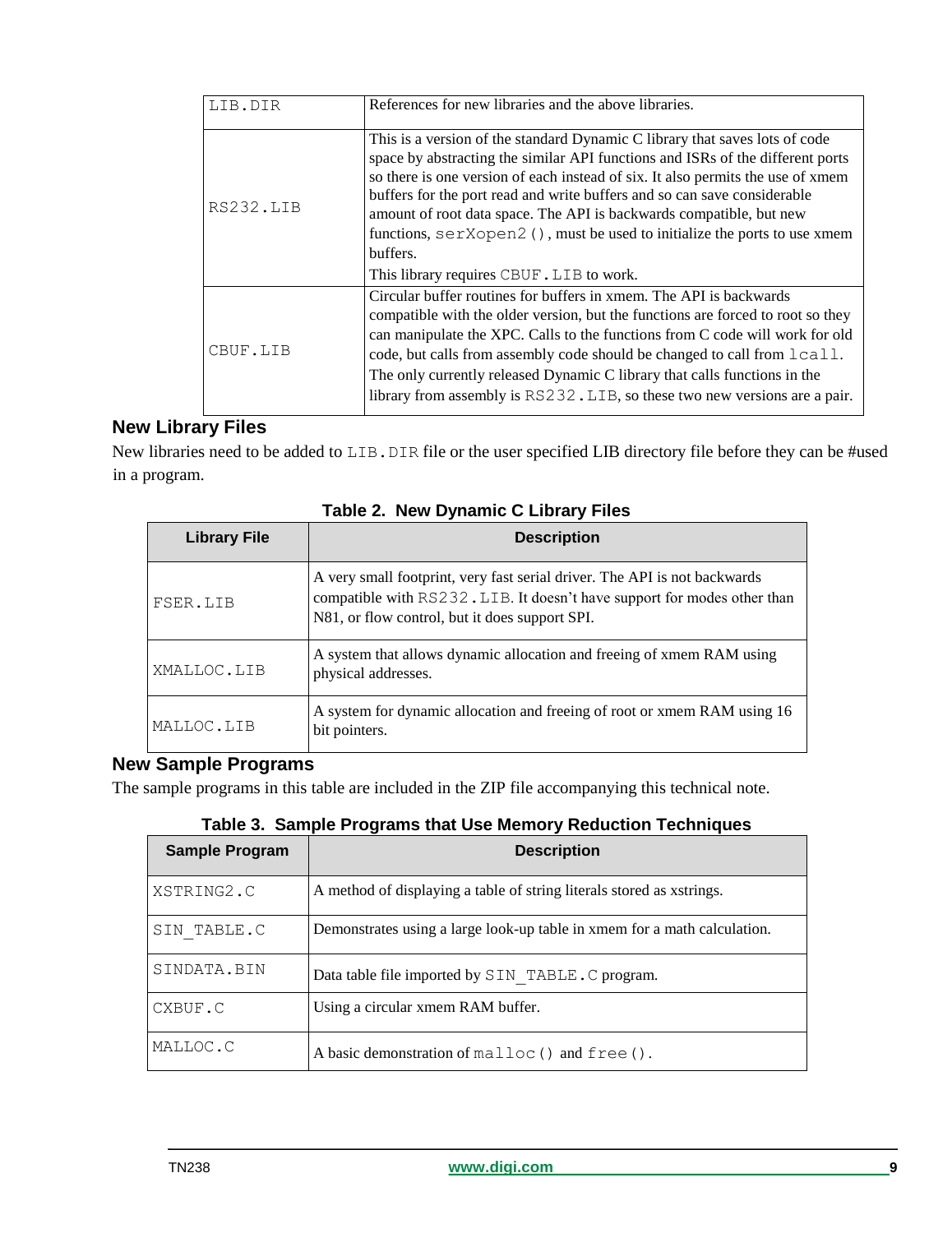| | |
|---|---|
| LIB.DIR | References for new libraries and the above libraries. |
| RS232.LIB | This is a version of the standard Dynamic C library that saves lots of code space by abstracting the similar API functions and ISRs of the different ports so there is one version of each instead of six. It also permits the use of xmem buffers for the port read and write buffers and so can save considerable amount of root data space. The API is backwards compatible, but new functions, serXopen2(), must be used to initialize the ports to use xmem buffers.<br>This library requires CBUF.LIB to work. |
| CBUF.LIB | Circular buffer routines for buffers in xmem. The API is backwards compatible with the older version, but the functions are forced to root so they can manipulate the XPC. Calls to the functions from C code will work for old code, but calls from assembly code should be changed to call from lcall. The only currently released Dynamic C library that calls functions in the library from assembly is RS232.LIB, so these two new versions are a pair. |

## New Library Files

New libraries need to be added to LIB.DIR file or the user specified LIB directory file before they can be #used in a program.

**Table 2. New Dynamic C Library Files**

| Library File | Description |
|---|---|
| FSER.LIB | A very small footprint, very fast serial driver. The API is not backwards compatible with RS232.LIB. It doesn't have support for modes other than N81, or flow control, but it does support SPI. |
| XMALLOC.LIB | A system that allows dynamic allocation and freeing of xmem RAM using physical addresses. |
| MALLOC.LIB | A system for dynamic allocation and freeing of root or xmem RAM using 16 bit pointers. |

## New Sample Programs

The sample programs in this table are included in the ZIP file accompanying this technical note.

**Table 3. Sample Programs that Use Memory Reduction Techniques**

| Sample Program | Description |
|---|---|
| XSTRING2.C | A method of displaying a table of string literals stored as xstrings. |
| SIN_TABLE.C | Demonstrates using a large look-up table in xmem for a math calculation. |
| SINDATA.BIN | Data table file imported by SIN_TABLE.C program. |
| CXBUF.C | Using a circular xmem RAM buffer. |
| MALLOC.C | A basic demonstration of malloc() and free(). |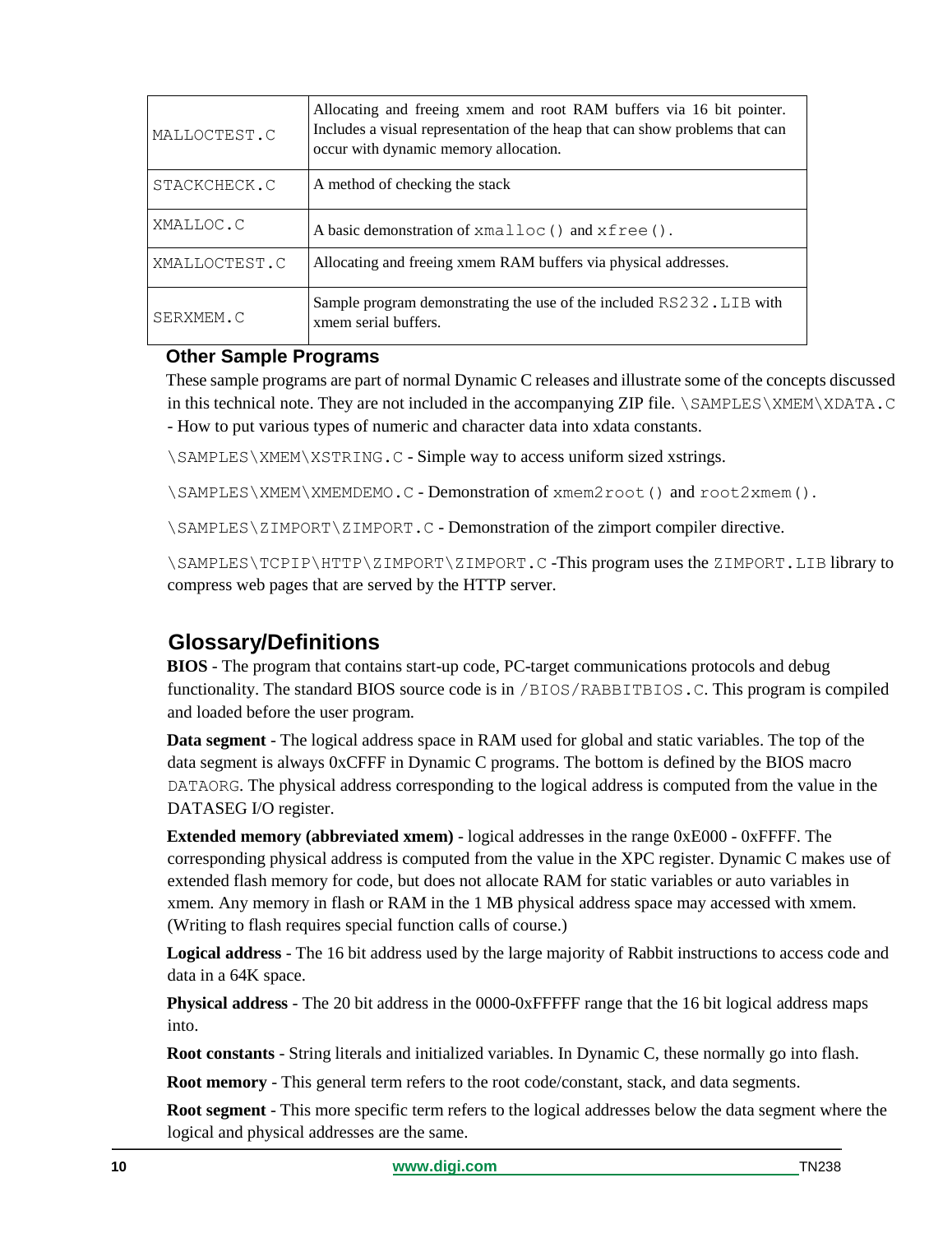| MALLOCTEST.C | Allocating and freeing xmem and root RAM buffers via 16 bit pointer. Includes a visual representation of the heap that can show problems that can occur with dynamic memory allocation. |
| --- | --- |
| STACKCHECK.C | A method of checking the stack |
| XMALLOC.C | A basic demonstration of `xmalloc()` and `xfree()`. |
| XMALLOCTEST.C | Allocating and freeing xmem RAM buffers via physical addresses. |
| SERXMEM.C | Sample program demonstrating the use of the included `RS232.LIB` with xmem serial buffers. |

### Other Sample Programs

These sample programs are part of normal Dynamic C releases and illustrate some of the concepts discussed in this technical note. They are not included in the accompanying ZIP file. `\SAMPLES\XMEM\XDATA.C` - How to put various types of numeric and character data into xdata constants.

`\SAMPLES\XMEM\XSTRING.C` - Simple way to access uniform sized xstrings.

`\SAMPLES\XMEM\XMEMDEMO.C` - Demonstration of `xmem2root()` and `root2xmem()`.

`\SAMPLES\ZIMPORT\ZIMPORT.C` - Demonstration of the zimport compiler directive.

`\SAMPLES\TCPIP\HTTP\ZIMPORT\ZIMPORT.C` -This program uses the `ZIMPORT.LIB` library to compress web pages that are served by the HTTP server.

## Glossary/Definitions

**BIOS** - The program that contains start-up code, PC-target communications protocols and debug functionality. The standard BIOS source code is in `/BIOS/RABBITBIOS.C`. This program is compiled and loaded before the user program.

**Data segment** - The logical address space in RAM used for global and static variables. The top of the data segment is always 0xCFFF in Dynamic C programs. The bottom is defined by the BIOS macro `DATAORG`. The physical address corresponding to the logical address is computed from the value in the DATASEG I/O register.

**Extended memory (abbreviated xmem)** - logical addresses in the range 0xE000 - 0xFFFF. The corresponding physical address is computed from the value in the XPC register. Dynamic C makes use of extended flash memory for code, but does not allocate RAM for static variables or auto variables in xmem. Any memory in flash or RAM in the 1 MB physical address space may accessed with xmem. (Writing to flash requires special function calls of course.)

**Logical address** - The 16 bit address used by the large majority of Rabbit instructions to access code and data in a 64K space.

**Physical address** - The 20 bit address in the 0000-0xFFFFF range that the 16 bit logical address maps into.

**Root constants** - String literals and initialized variables. In Dynamic C, these normally go into flash.

**Root memory** - This general term refers to the root code/constant, stack, and data segments.

**Root segment** - This more specific term refers to the logical addresses below the data segment where the logical and physical addresses are the same.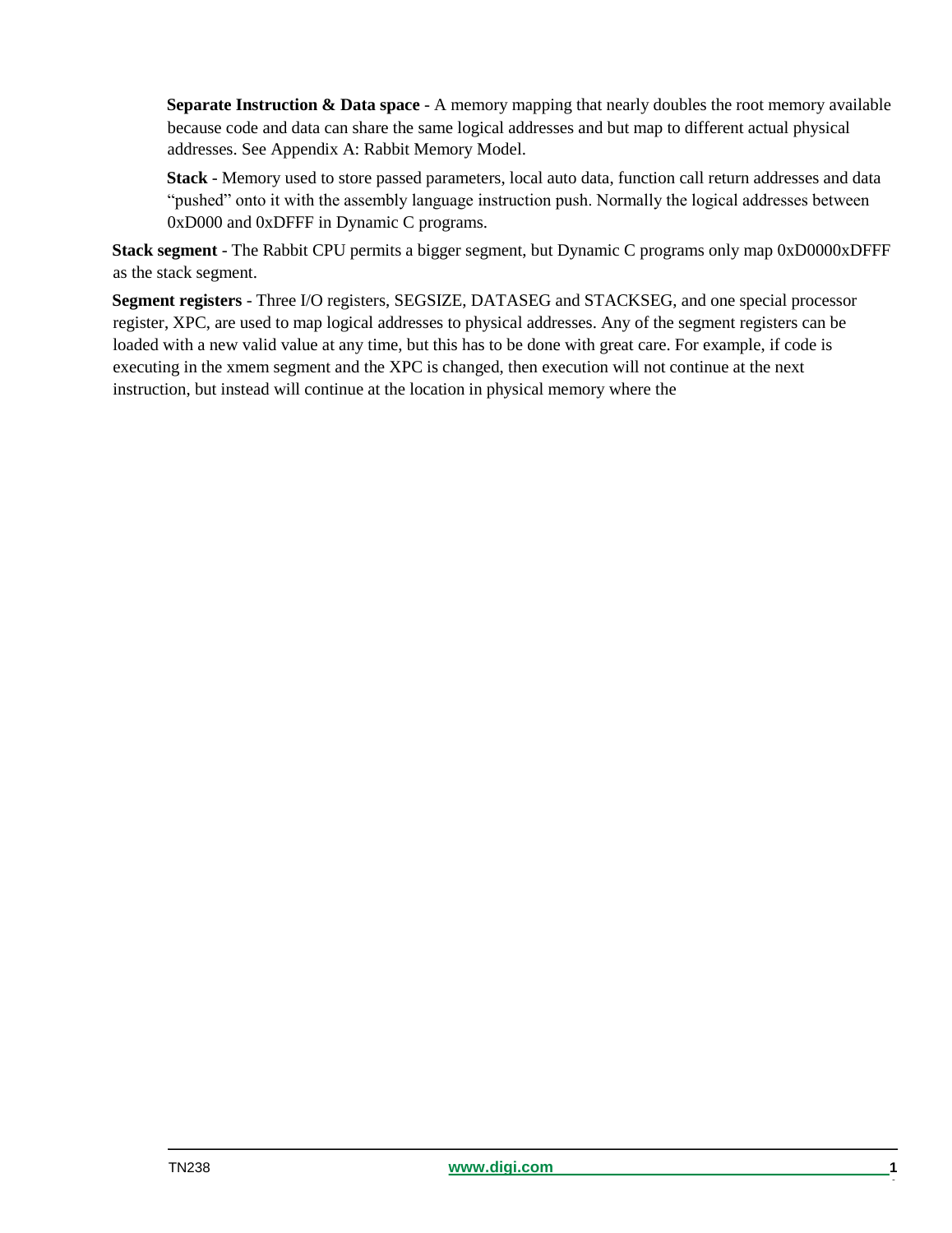**Separate Instruction & Data space** - A memory mapping that nearly doubles the root memory available because code and data can share the same logical addresses and but map to different actual physical addresses. See Appendix A: Rabbit Memory Model.

**Stack** - Memory used to store passed parameters, local auto data, function call return addresses and data "pushed" onto it with the assembly language instruction push. Normally the logical addresses between 0xD000 and 0xDFFF in Dynamic C programs.

**Stack segment** - The Rabbit CPU permits a bigger segment, but Dynamic C programs only map 0xD0000xDFFF as the stack segment.

**Segment registers** - Three I/O registers, SEGSIZE, DATASEG and STACKSEG, and one special processor register, XPC, are used to map logical addresses to physical addresses. Any of the segment registers can be loaded with a new valid value at any time, but this has to be done with great care. For example, if code is executing in the xmem segment and the XPC is changed, then execution will not continue at the next instruction, but instead will continue at the location in physical memory where the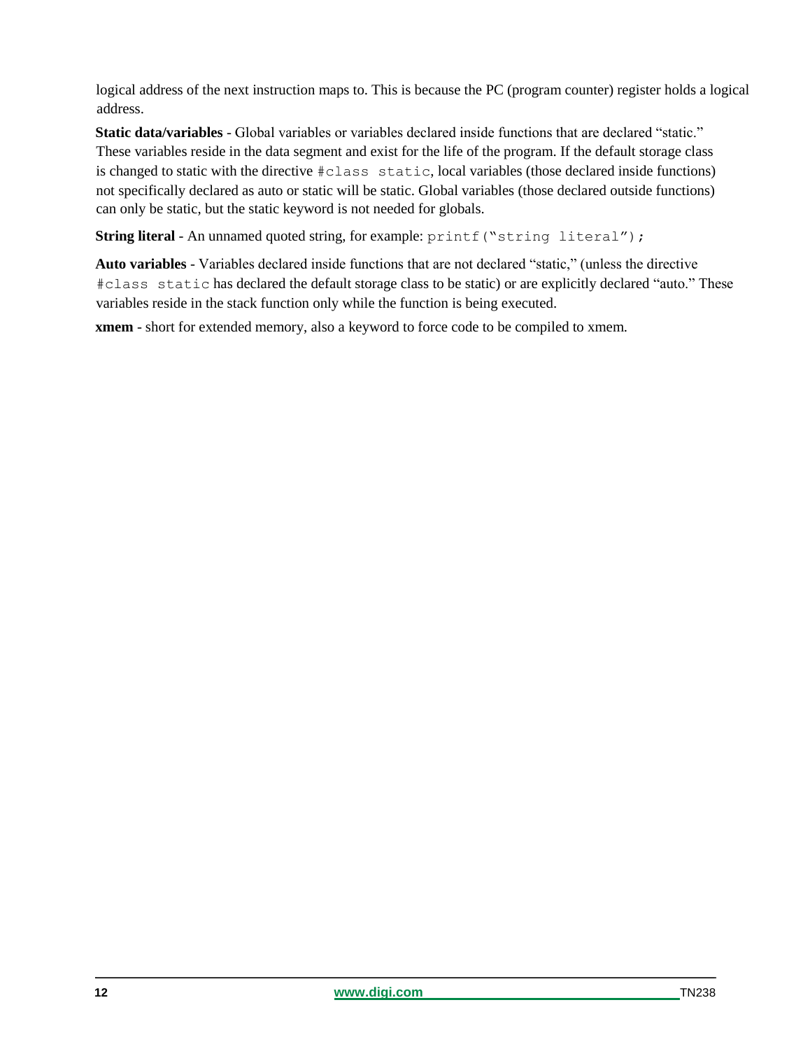logical address of the next instruction maps to. This is because the PC (program counter) register holds a logical address.

**Static data/variables** - Global variables or variables declared inside functions that are declared “static.” These variables reside in the data segment and exist for the life of the program. If the default storage class is changed to static with the directive `#class static`, local variables (those declared inside functions) not specifically declared as auto or static will be static. Global variables (those declared outside functions) can only be static, but the static keyword is not needed for globals.

**String literal** - An unnamed quoted string, for example: `printf("string literal");`

**Auto variables** - Variables declared inside functions that are not declared “static,” (unless the directive `#class static` has declared the default storage class to be static) or are explicitly declared “auto.” These variables reside in the stack function only while the function is being executed.

**xmem** - short for extended memory, also a keyword to force code to be compiled to xmem.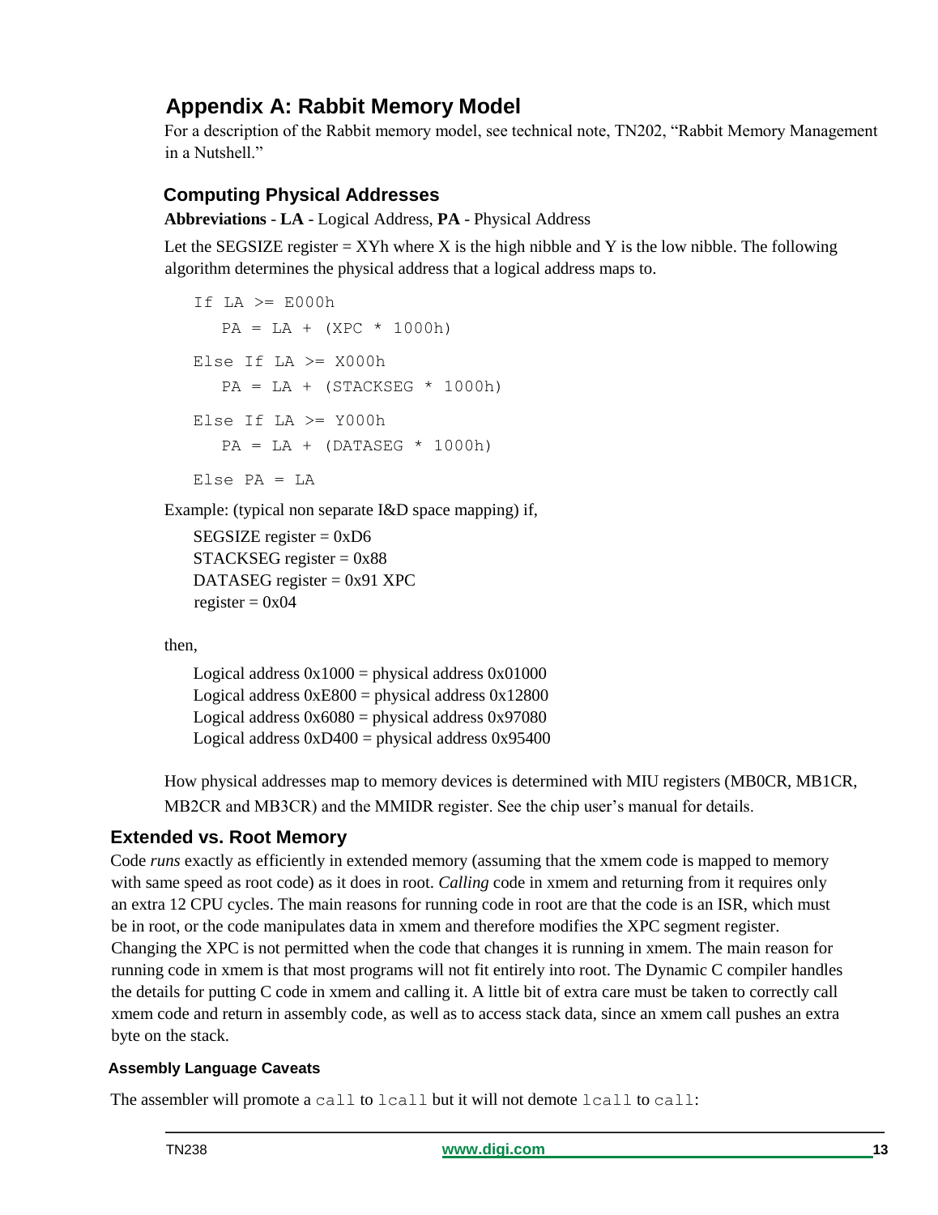## Appendix A: Rabbit Memory Model

For a description of the Rabbit memory model, see technical note, TN202, "Rabbit Memory Management in a Nutshell."

### Computing Physical Addresses

**Abbreviations** - **LA** - Logical Address, **PA** - Physical Address

Let the SEGSIZE register = XYh where X is the high nibble and Y is the low nibble. The following algorithm determines the physical address that a logical address maps to.

```
If LA >= E000h
   PA = LA + (XPC * 1000h)
Else If LA >= X000h
   PA = LA + (STACKSEG * 1000h)
Else If LA >= Y000h
   PA = LA + (DATASEG * 1000h)
Else PA = LA
```

Example: (typical non separate I&D space mapping) if,

SEGSIZE register = 0xD6
STACKSEG register = 0x88
DATASEG register = 0x91 XPC
register = 0x04

then,

Logical address 0x1000 = physical address 0x01000
Logical address 0xE800 = physical address 0x12800
Logical address 0x6080 = physical address 0x97080
Logical address 0xD400 = physical address 0x95400

How physical addresses map to memory devices is determined with MIU registers (MB0CR, MB1CR, MB2CR and MB3CR) and the MMIDR register. See the chip user's manual for details.

## Extended vs. Root Memory

Code *runs* exactly as efficiently in extended memory (assuming that the xmem code is mapped to memory with same speed as root code) as it does in root. *Calling* code in xmem and returning from it requires only an extra 12 CPU cycles. The main reasons for running code in root are that the code is an ISR, which must be in root, or the code manipulates data in xmem and therefore modifies the XPC segment register. Changing the XPC is not permitted when the code that changes it is running in xmem. The main reason for running code in xmem is that most programs will not fit entirely into root. The Dynamic C compiler handles the details for putting C code in xmem and calling it. A little bit of extra care must be taken to correctly call xmem code and return in assembly code, as well as to access stack data, since an xmem call pushes an extra byte on the stack.

#### Assembly Language Caveats

The assembler will promote a `call` to `lcall` but it will not demote `lcall` to `call`: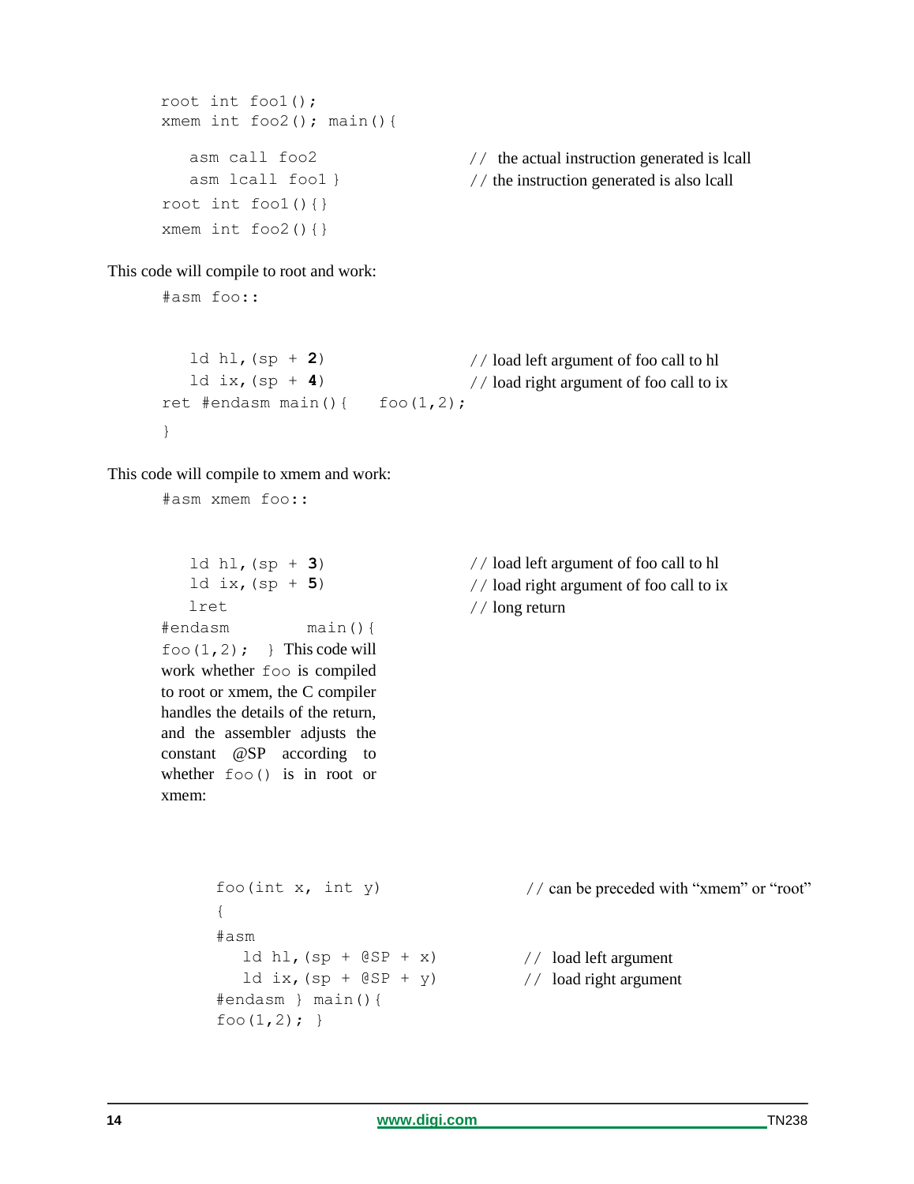```
root int foo1();
xmem int foo2(); main(){

   asm call foo2                    //  the actual instruction generated is lcall
   asm lcall foo1 }                 // the instruction generated is also lcall
root int foo1(){}
xmem int foo2(){}
```

This code will compile to root and work:

```
#asm foo::


   ld hl,(sp + 2)                   // load left argument of foo call to hl
   ld ix,(sp + 4)                   // load right argument of foo call to ix
ret #endasm main(){    foo(1,2);
}
```

This code will compile to xmem and work:

```
#asm xmem foo::


   ld hl,(sp + 3)                   // load left argument of foo call to hl
   ld ix,(sp + 5)                   // load right argument of foo call to ix
   lret                             // long return
#endasm          main(){
foo(1,2);  }
```

This code will work whether `foo` is compiled to root or xmem, the C compiler handles the details of the return, and the assembler adjusts the constant @SP according to whether `foo()` is in root or xmem:

```
foo(int x, int y)                   // can be preceded with "xmem" or "root"
{
#asm
   ld hl,(sp + @SP + x)             //  load left argument
   ld ix,(sp + @SP + y)             //  load right argument
#endasm } main(){
foo(1,2); }
```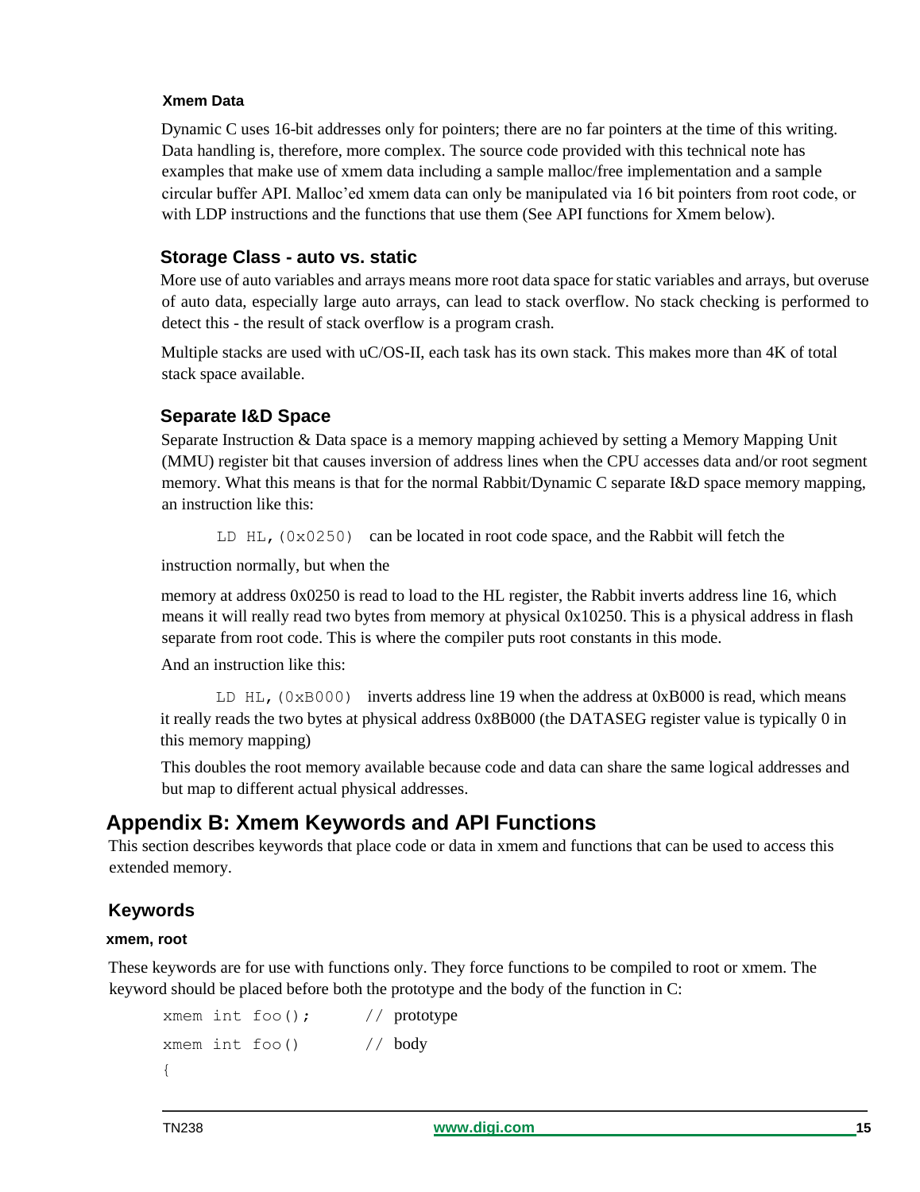#### Xmem Data

Dynamic C uses 16-bit addresses only for pointers; there are no far pointers at the time of this writing. Data handling is, therefore, more complex. The source code provided with this technical note has examples that make use of xmem data including a sample malloc/free implementation and a sample circular buffer API. Malloc'ed xmem data can only be manipulated via 16 bit pointers from root code, or with LDP instructions and the functions that use them (See API functions for Xmem below).

### Storage Class - auto vs. static

More use of auto variables and arrays means more root data space for static variables and arrays, but overuse of auto data, especially large auto arrays, can lead to stack overflow. No stack checking is performed to detect this - the result of stack overflow is a program crash.

Multiple stacks are used with uC/OS-II, each task has its own stack. This makes more than 4K of total stack space available.

### Separate I&D Space

Separate Instruction & Data space is a memory mapping achieved by setting a Memory Mapping Unit (MMU) register bit that causes inversion of address lines when the CPU accesses data and/or root segment memory. What this means is that for the normal Rabbit/Dynamic C separate I&D space memory mapping, an instruction like this:

`LD HL,(0x0250)` can be located in root code space, and the Rabbit will fetch the instruction normally, but when the

memory at address 0x0250 is read to load to the HL register, the Rabbit inverts address line 16, which means it will really read two bytes from memory at physical 0x10250. This is a physical address in flash separate from root code. This is where the compiler puts root constants in this mode.

And an instruction like this:

`LD HL,(0xB000)` inverts address line 19 when the address at 0xB000 is read, which means it really reads the two bytes at physical address 0x8B000 (the DATASEG register value is typically 0 in this memory mapping)

This doubles the root memory available because code and data can share the same logical addresses and but map to different actual physical addresses.

## Appendix B: Xmem Keywords and API Functions

This section describes keywords that place code or data in xmem and functions that can be used to access this extended memory.

### Keywords

#### xmem, root

These keywords are for use with functions only. They force functions to be compiled to root or xmem. The keyword should be placed before both the prototype and the body of the function in C:

```
xmem int foo();      // prototype
xmem int foo()       // body
{
```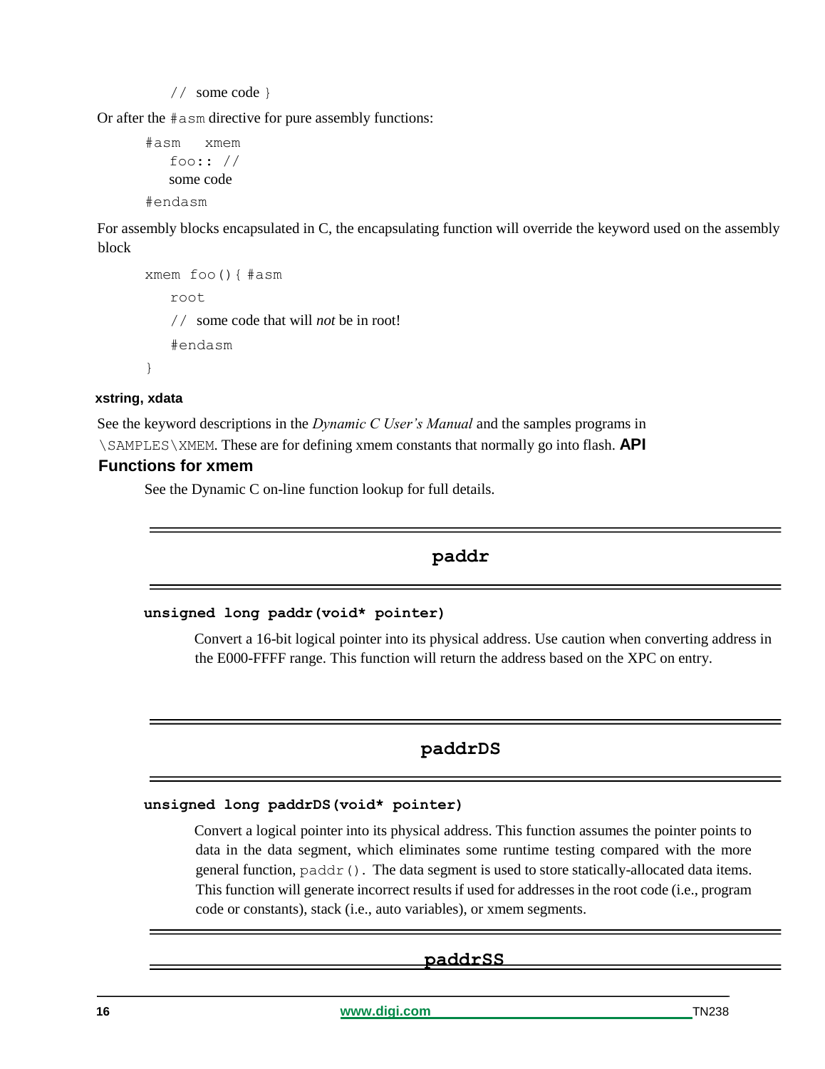```
// some code }
```

Or after the `#asm` directive for pure assembly functions:

```
#asm   xmem
   foo:: //
   some code
#endasm
```

For assembly blocks encapsulated in C, the encapsulating function will override the keyword used on the assembly block

```
xmem foo(){ #asm
   root
   // some code that will not be in root!
   #endasm
}
```

#### xstring, xdata

See the keyword descriptions in the *Dynamic C User's Manual* and the samples programs in `\SAMPLES\XMEM`. These are for defining xmem constants that normally go into flash.

### API Functions for xmem

See the Dynamic C on-line function lookup for full details.

## paddr

**`unsigned long paddr(void* pointer)`**

Convert a 16-bit logical pointer into its physical address. Use caution when converting address in the E000-FFFF range. This function will return the address based on the XPC on entry.

## paddrDS

**`unsigned long paddrDS(void* pointer)`**

Convert a logical pointer into its physical address. This function assumes the pointer points to data in the data segment, which eliminates some runtime testing compared with the more general function, `paddr()`. The data segment is used to store statically-allocated data items. This function will generate incorrect results if used for addresses in the root code (i.e., program code or constants), stack (i.e., auto variables), or xmem segments.

## paddrSS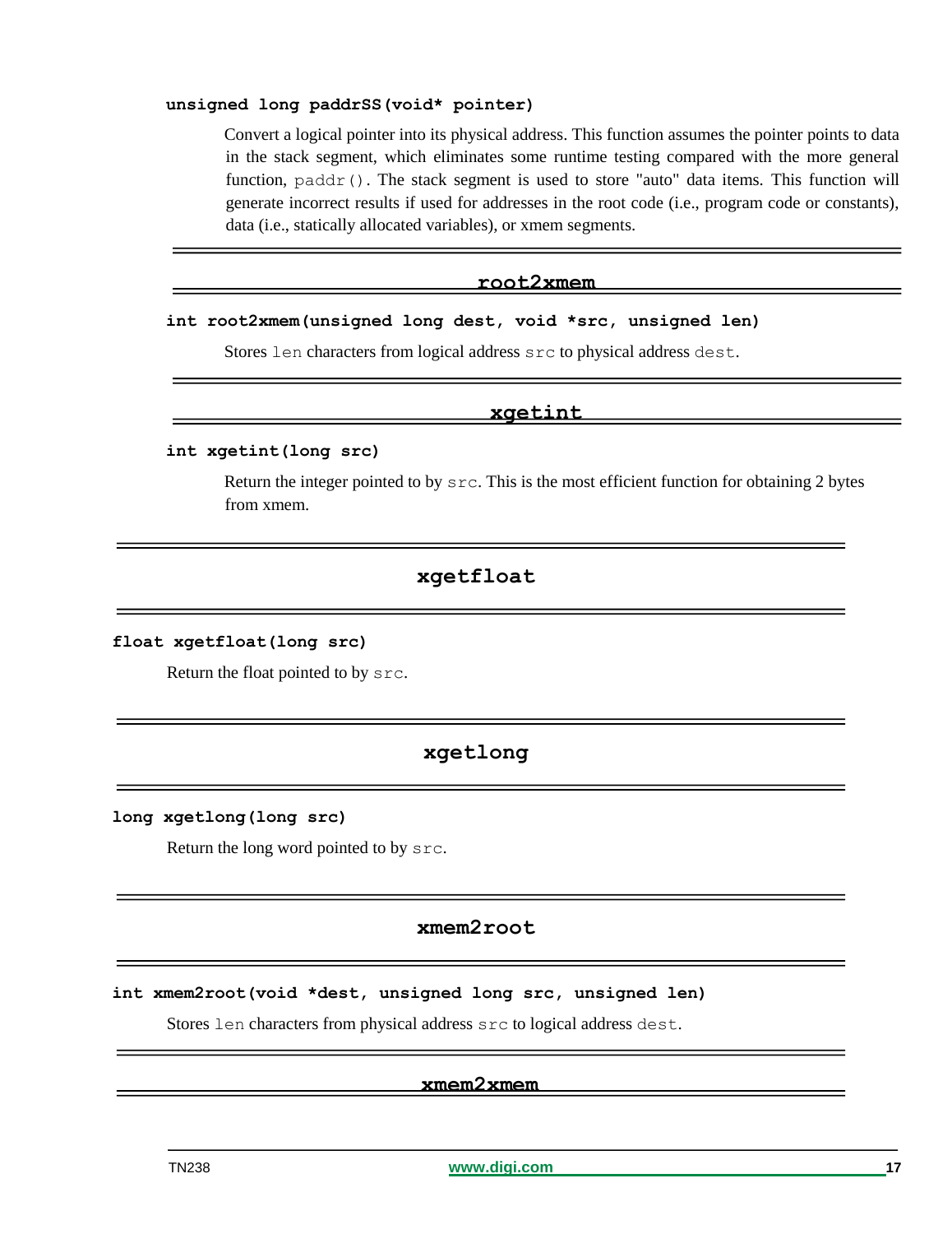**unsigned long paddrSS(void* pointer)**

Convert a logical pointer into its physical address. This function assumes the pointer points to data in the stack segment, which eliminates some runtime testing compared with the more general function, `paddr()`. The stack segment is used to store "auto" data items. This function will generate incorrect results if used for addresses in the root code (i.e., program code or constants), data (i.e., statically allocated variables), or xmem segments.

## root2xmem

**int root2xmem(unsigned long dest, void *src, unsigned len)**

Stores `len` characters from logical address `src` to physical address `dest`.

## xgetint

**int xgetint(long src)**

Return the integer pointed to by `src`. This is the most efficient function for obtaining 2 bytes from xmem.

## xgetfloat

**float xgetfloat(long src)**

Return the float pointed to by `src`.

## xgetlong

**long xgetlong(long src)**

Return the long word pointed to by `src`.

## xmem2root

**int xmem2root(void *dest, unsigned long src, unsigned len)**

Stores `len` characters from physical address `src` to logical address `dest`.

## xmem2xmem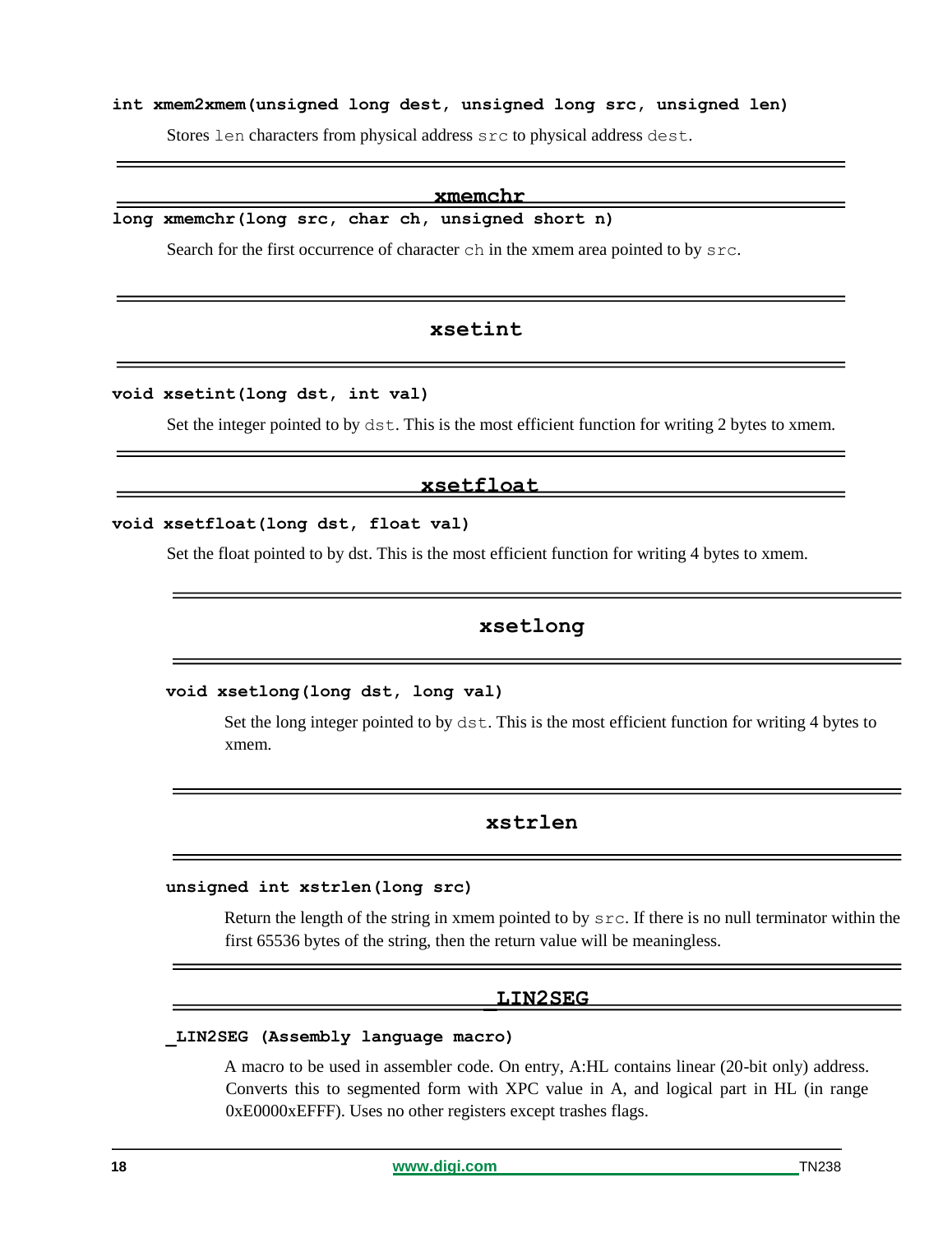**int xmem2xmem(unsigned long dest, unsigned long src, unsigned len)**

Stores `len` characters from physical address `src` to physical address `dest`.

## xmemchr

**long xmemchr(long src, char ch, unsigned short n)**

Search for the first occurrence of character `ch` in the xmem area pointed to by `src`.

## xsetint

**void xsetint(long dst, int val)**

Set the integer pointed to by `dst`. This is the most efficient function for writing 2 bytes to xmem.

## xsetfloat

**void xsetfloat(long dst, float val)**

Set the float pointed to by dst. This is the most efficient function for writing 4 bytes to xmem.

## xsetlong

**void xsetlong(long dst, long val)**

Set the long integer pointed to by `dst`. This is the most efficient function for writing 4 bytes to xmem.

## xstrlen

**unsigned int xstrlen(long src)**

Return the length of the string in xmem pointed to by `src`. If there is no null terminator within the first 65536 bytes of the string, then the return value will be meaningless.

## _LIN2SEG

**_LIN2SEG (Assembly language macro)**

A macro to be used in assembler code. On entry, A:HL contains linear (20-bit only) address. Converts this to segmented form with XPC value in A, and logical part in HL (in range 0xE0000xEFFF). Uses no other registers except trashes flags.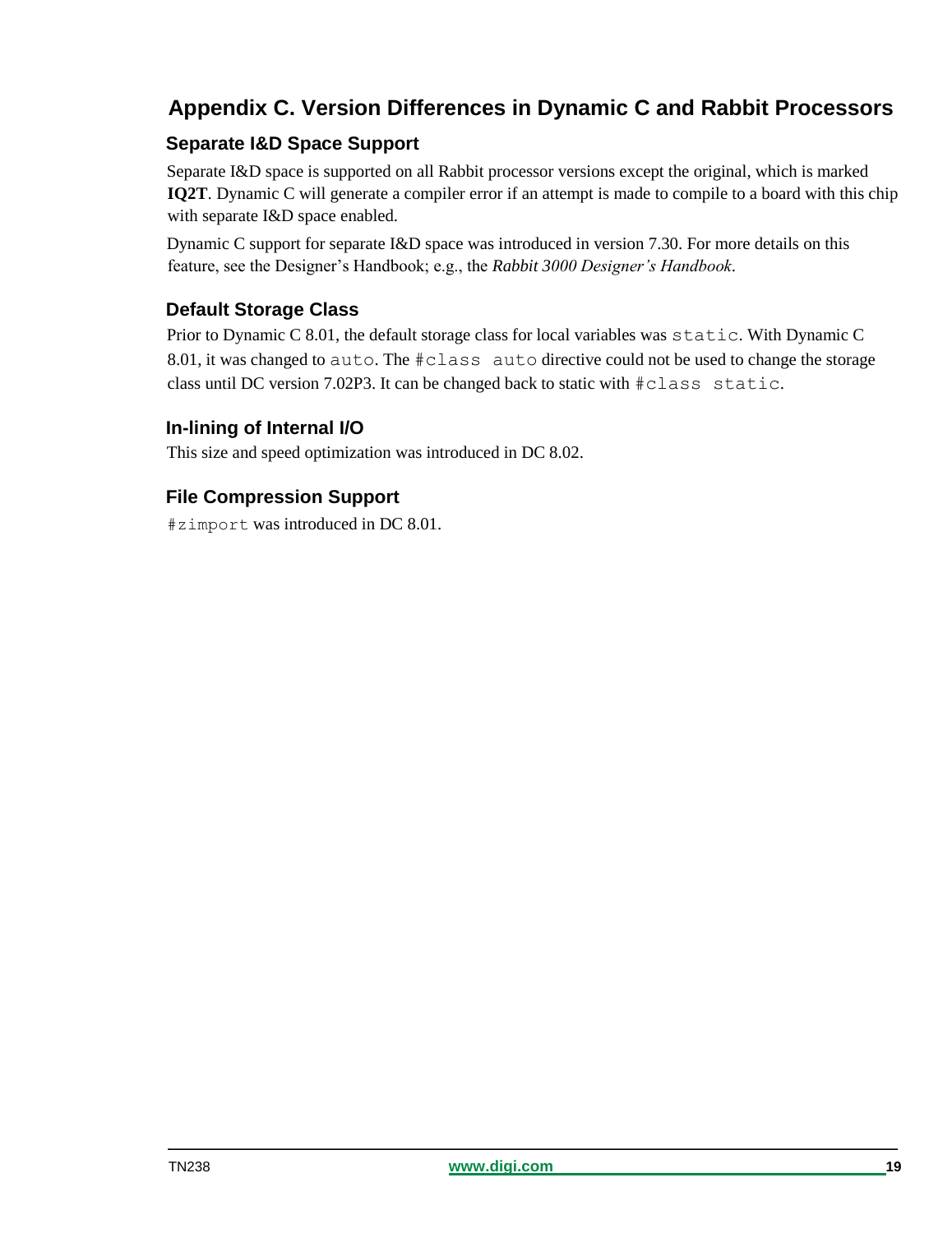# Appendix C. Version Differences in Dynamic C and Rabbit Processors

## Separate I&D Space Support

Separate I&D space is supported on all Rabbit processor versions except the original, which is marked **IQ2T**. Dynamic C will generate a compiler error if an attempt is made to compile to a board with this chip with separate I&D space enabled.

Dynamic C support for separate I&D space was introduced in version 7.30. For more details on this feature, see the Designer's Handbook; e.g., the *Rabbit 3000 Designer's Handbook*.

## Default Storage Class

Prior to Dynamic C 8.01, the default storage class for local variables was `static`. With Dynamic C 8.01, it was changed to `auto`. The `#class auto` directive could not be used to change the storage class until DC version 7.02P3. It can be changed back to static with `#class static`.

## In-lining of Internal I/O

This size and speed optimization was introduced in DC 8.02.

## File Compression Support

`#zimport` was introduced in DC 8.01.